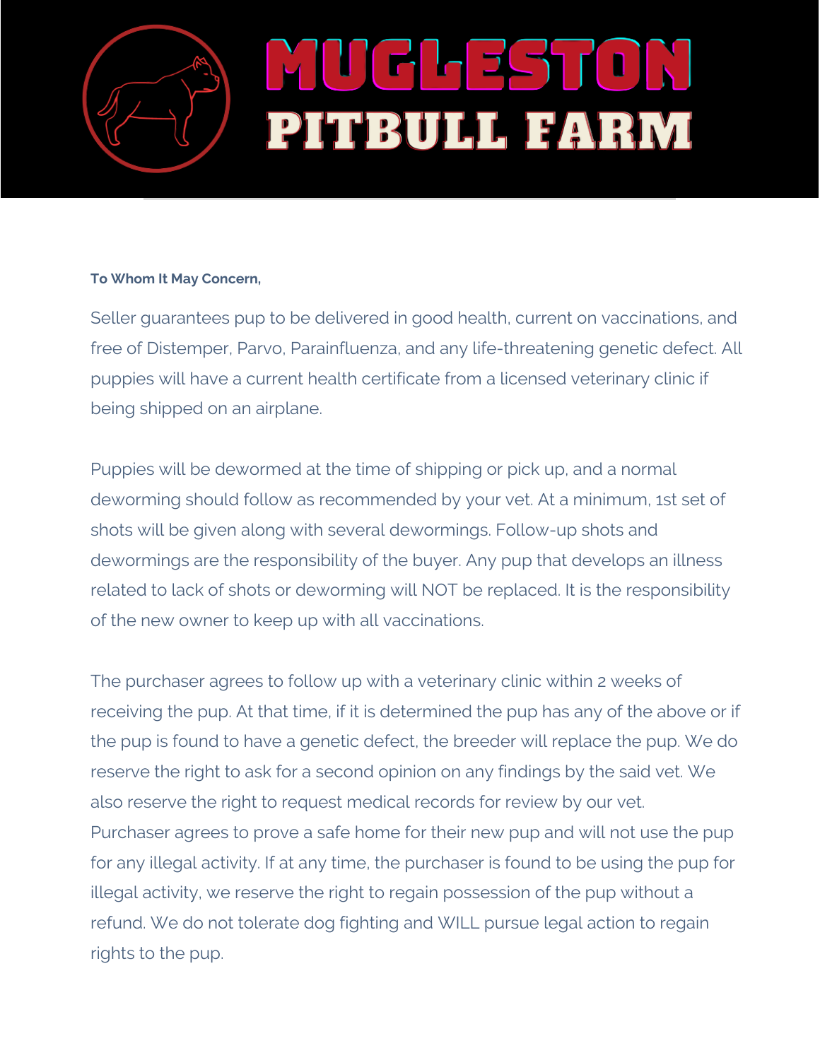# MUGLESTON PITBULL FARM

**To Whom It May Concern,**

Seller guarantees pup to be delivered in good health, current on vaccinations, and free of Distemper, Parvo, Parainfluenza, and any life-threatening genetic defect. All puppies will have a current health certificate from a licensed veterinary clinic if being shipped on an airplane.

Puppies will be dewormed at the time of shipping or pick up, and a normal deworming should follow as recommended by your vet. At a minimum, 1st set of shots will be given along with several dewormings. Follow-up shots and dewormings are the responsibility of the buyer. Any pup that develops an illness related to lack of shots or deworming will NOT be replaced. It is the responsibility of the new owner to keep up with all vaccinations.

The purchaser agrees to follow up with a veterinary clinic within 2 weeks of receiving the pup. At that time, if it is determined the pup has any of the above or if the pup is found to have a genetic defect, the breeder will replace the pup. We do reserve the right to ask for a second opinion on any findings by the said vet. We also reserve the right to request medical records for review by our vet. Purchaser agrees to prove a safe home for their new pup and will not use the pup for any illegal activity. If at any time, the purchaser is found to be using the pup for illegal activity, we reserve the right to regain possession of the pup without a refund. We do not tolerate dog fighting and WILL pursue legal action to regain rights to the pup.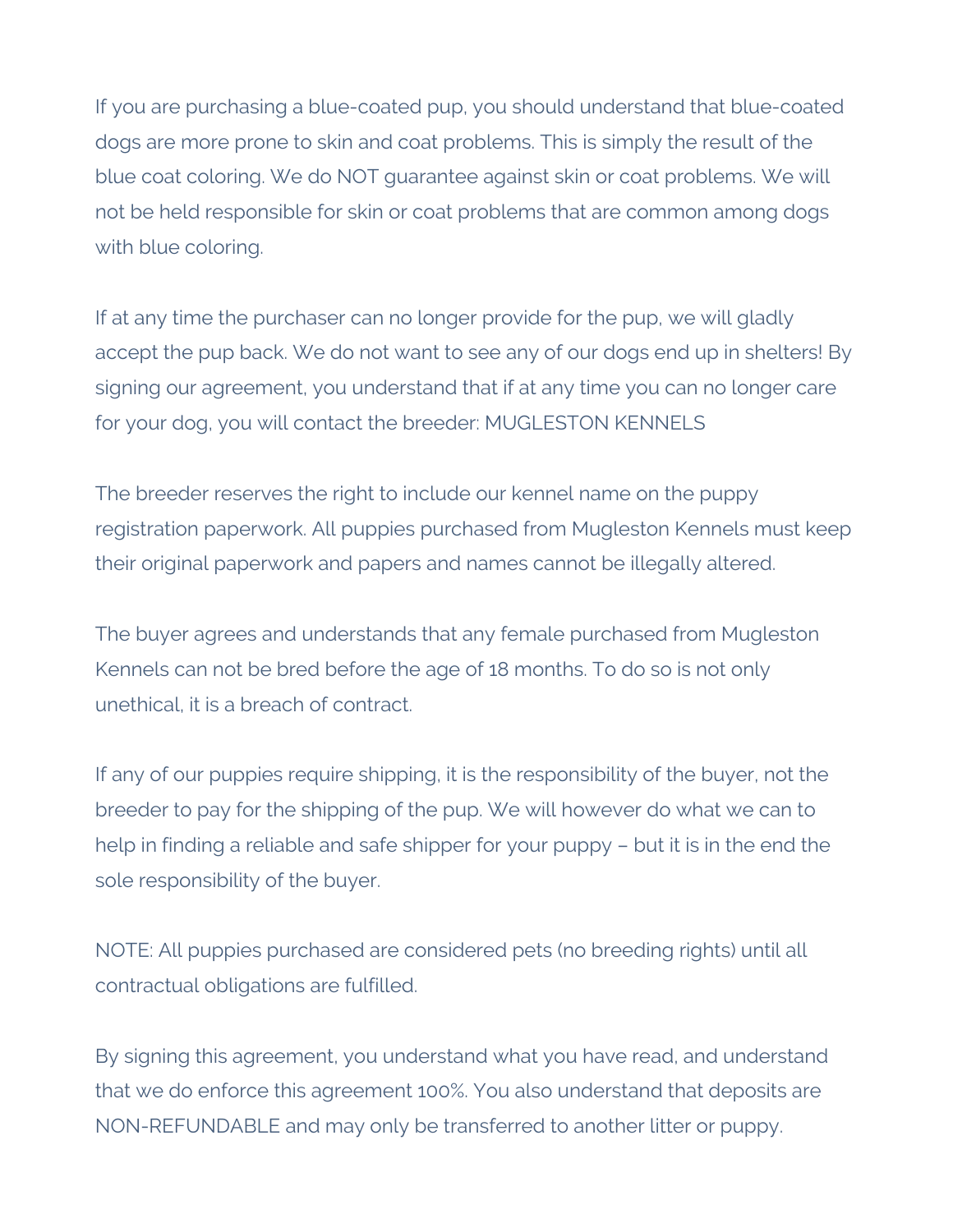If you are purchasing a blue-coated pup, you should understand that blue-coated dogs are more prone to skin and coat problems. This is simply the result of the blue coat coloring. We do NOT guarantee against skin or coat problems. We will not be held responsible for skin or coat problems that are common among dogs with blue coloring.

If at any time the purchaser can no longer provide for the pup, we will gladly accept the pup back. We do not want to see any of our dogs end up in shelters! By signing our agreement, you understand that if at any time you can no longer care for your dog, you will contact the breeder: MUGLESTON KENNELS

The breeder reserves the right to include our kennel name on the puppy registration paperwork. All puppies purchased from Mugleston Kennels must keep their original paperwork and papers and names cannot be illegally altered.

The buyer agrees and understands that any female purchased from Mugleston Kennels can not be bred before the age of 18 months. To do so is not only unethical, it is a breach of contract.

If any of our puppies require shipping, it is the responsibility of the buyer, not the breeder to pay for the shipping of the pup. We will however do what we can to help in finding a reliable and safe shipper for your puppy – but it is in the end the sole responsibility of the buyer.

NOTE: All puppies purchased are considered pets (no breeding rights) until all contractual obligations are fulfilled.

By signing this agreement, you understand what you have read, and understand that we do enforce this agreement 100%. You also understand that deposits are NON-REFUNDABLE and may only be transferred to another litter or puppy.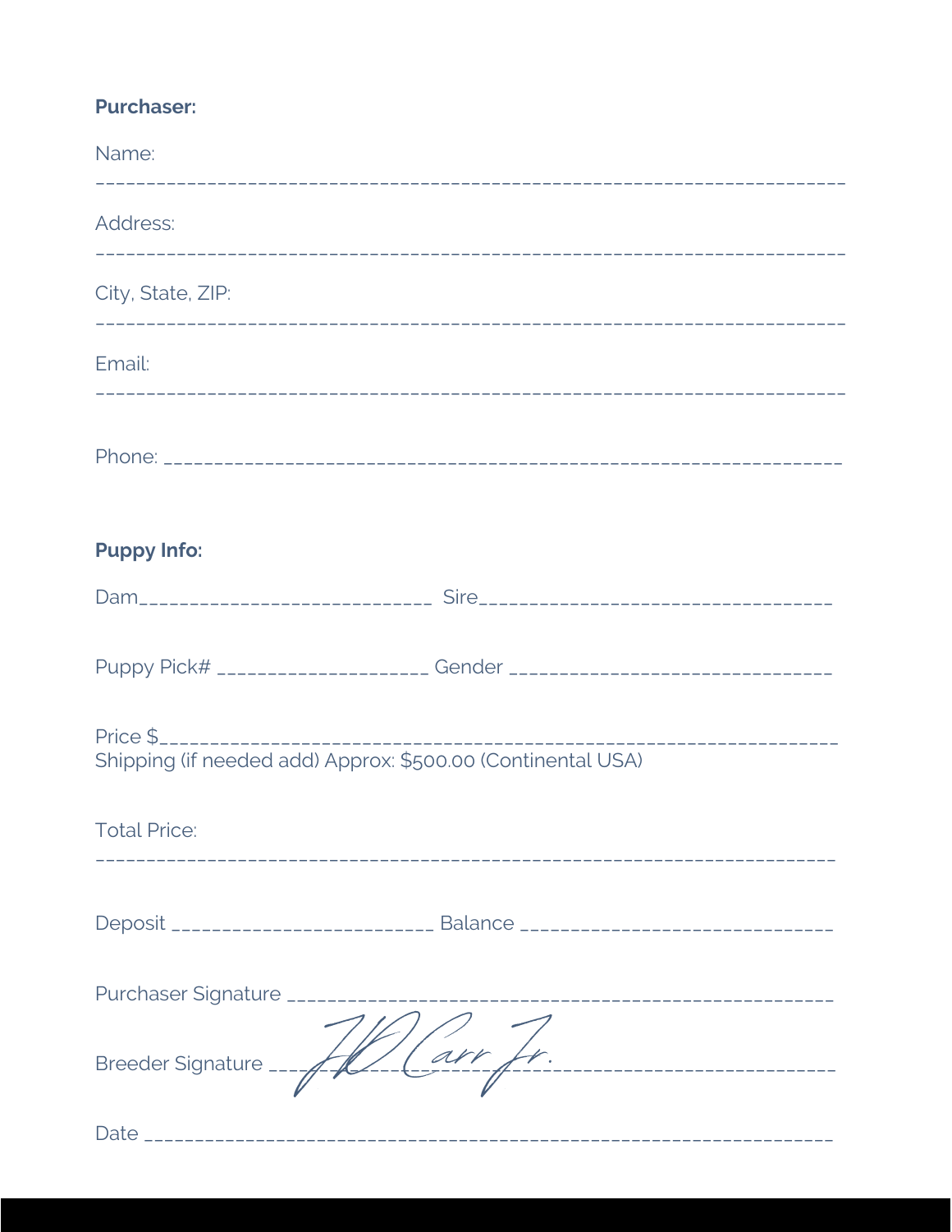**Purchaser:**

Name:

\_\_\_\_\_\_\_\_\_\_\_\_\_\_\_\_\_\_\_\_\_\_\_\_\_\_\_\_\_\_\_\_\_\_\_\_\_\_\_\_\_\_\_\_\_\_\_\_\_\_\_\_\_\_\_\_\_\_\_\_\_\_\_\_\_\_\_\_\_\_\_

Address:

\_\_\_\_\_\_\_\_\_\_\_\_\_\_\_\_\_\_\_\_\_\_\_\_\_\_\_\_\_\_\_\_\_\_\_\_\_\_\_\_\_\_\_\_\_\_\_\_\_\_\_\_\_\_\_\_\_\_\_\_\_\_\_\_\_\_\_\_\_\_\_

City, State, ZIP:

\_\_\_\_\_\_\_\_\_\_\_\_\_\_\_\_\_\_\_\_\_\_\_\_\_\_\_\_\_\_\_\_\_\_\_\_\_\_\_\_\_\_\_\_\_\_\_\_\_\_\_\_\_\_\_\_\_\_\_\_\_\_\_\_\_\_\_\_\_\_\_

Email:

\_\_\_\_\_\_\_\_\_\_\_\_\_\_\_\_\_\_\_\_\_\_\_\_\_\_\_\_\_\_\_\_\_\_\_\_\_\_\_\_\_\_\_\_\_\_\_\_\_\_\_\_\_\_\_\_\_\_\_\_\_\_\_\_\_\_\_\_\_\_\_

Phone: \_\_\_\_\_\_\_\_\_\_\_\_\_\_\_\_\_\_\_\_\_\_\_\_\_\_\_\_\_\_\_\_\_\_\_\_\_\_\_\_\_\_\_\_\_\_\_\_\_\_\_\_\_\_\_\_\_\_\_\_\_\_\_\_\_

**Puppy Info:**

Dam\_\_\_\_\_\_\_\_\_\_\_\_\_\_\_\_\_\_\_\_\_\_\_\_\_\_\_\_\_ Sire\_\_\_\_\_\_\_\_\_\_\_\_\_\_\_\_\_\_\_\_\_\_\_\_\_\_\_\_\_\_\_\_\_\_\_\_

Puppy Pick# \_\_\_\_\_\_\_\_\_\_\_\_\_\_\_\_\_\_\_\_\_ Gender \_\_\_\_\_\_\_\_\_\_\_\_\_\_\_\_\_\_\_\_\_\_\_\_\_\_\_\_\_\_\_\_

Price $\_\_\_\_\_\_\_\_\_\_\_\_\_\_\_\_\_\_\_\_\_\_\_\_\_\_\_\_\_\_\_\_\_\_\_\_\_\_\_\_\_\_\_\_\_\_\_\_\_\_\_\_\_\_\_\_\_\_\_\_\_\_\_\_\_\_
Shipping (if needed add) Approx: $500.00 (Continental USA)

Total Price:

\_\_\_\_\_\_\_\_\_\_\_\_\_\_\_\_\_\_\_\_\_\_\_\_\_\_\_\_\_\_\_\_\_\_\_\_\_\_\_\_\_\_\_\_\_\_\_\_\_\_\_\_\_\_\_\_\_\_\_\_\_\_\_\_\_\_\_\_\_\_

Deposit \_\_\_\_\_\_\_\_\_\_\_\_\_\_\_\_\_\_\_\_\_\_\_\_\_\_ Balance \_\_\_\_\_\_\_\_\_\_\_\_\_\_\_\_\_\_\_\_\_\_\_\_\_\_\_\_\_\_\_

Purchaser Signature \_\_\_\_\_\_\_\_\_\_\_\_\_\_\_\_\_\_\_\_\_\_\_\_\_\_\_\_\_\_\_\_\_\_\_\_\_\_\_\_\_\_\_\_\_\_\_\_\_\_\_\_\_

Breeder Signature JD Carr Jr.

Date \_\_\_\_\_\_\_\_\_\_\_\_\_\_\_\_\_\_\_\_\_\_\_\_\_\_\_\_\_\_\_\_\_\_\_\_\_\_\_\_\_\_\_\_\_\_\_\_\_\_\_\_\_\_\_\_\_\_\_\_\_\_\_\_\_\_